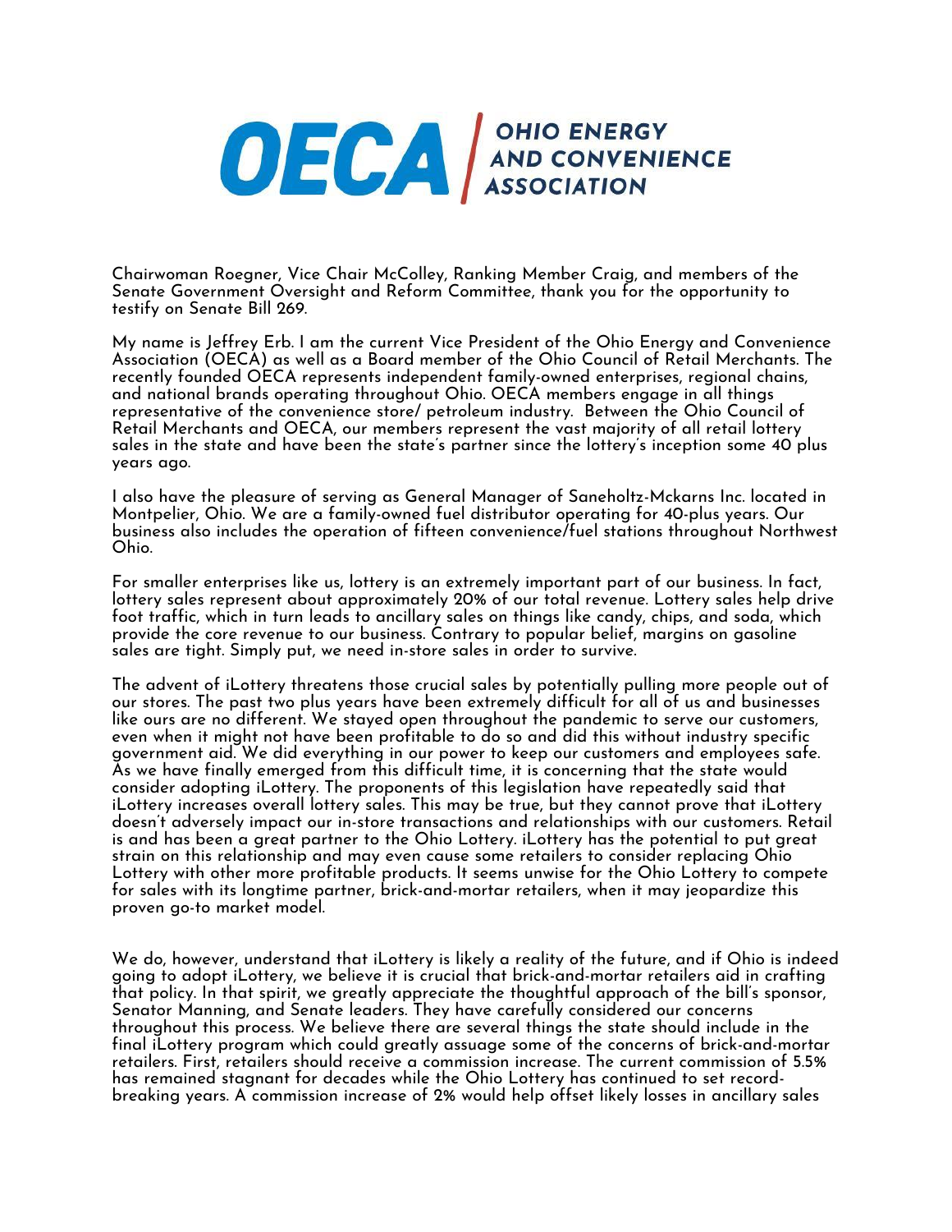# OECA | OHIO ENERGY AND CONVENIENCE ASSOCIATION

Chairwoman Roegner, Vice Chair McColley, Ranking Member Craig, and members of the Senate Government Oversight and Reform Committee, thank you for the opportunity to testify on Senate Bill 269.

My name is Jeffrey Erb. I am the current Vice President of the Ohio Energy and Convenience Association (OECA) as well as a Board member of the Ohio Council of Retail Merchants. The recently founded OECA represents independent family-owned enterprises, regional chains, and national brands operating throughout Ohio. OECA members engage in all things representative of the convenience store/ petroleum industry. Between the Ohio Council of Retail Merchants and OECA, our members represent the vast majority of all retail lottery sales in the state and have been the state's partner since the lottery's inception some 40 plus years ago.

I also have the pleasure of serving as General Manager of Saneholtz-Mckarns Inc. located in Montpelier, Ohio. We are a family-owned fuel distributor operating for 40-plus years. Our business also includes the operation of fifteen convenience/fuel stations throughout Northwest Ohio.

For smaller enterprises like us, lottery is an extremely important part of our business. In fact, lottery sales represent about approximately 20% of our total revenue. Lottery sales help drive foot traffic, which in turn leads to ancillary sales on things like candy, chips, and soda, which provide the core revenue to our business. Contrary to popular belief, margins on gasoline sales are tight. Simply put, we need in-store sales in order to survive.

The advent of iLottery threatens those crucial sales by potentially pulling more people out of our stores. The past two plus years have been extremely difficult for all of us and businesses like ours are no different. We stayed open throughout the pandemic to serve our customers, even when it might not have been profitable to do so and did this without industry specific government aid. We did everything in our power to keep our customers and employees safe. As we have finally emerged from this difficult time, it is concerning that the state would consider adopting iLottery. The proponents of this legislation have repeatedly said that iLottery increases overall lottery sales. This may be true, but they cannot prove that iLottery doesn't adversely impact our in-store transactions and relationships with our customers. Retail is and has been a great partner to the Ohio Lottery. iLottery has the potential to put great strain on this relationship and may even cause some retailers to consider replacing Ohio Lottery with other more profitable products. It seems unwise for the Ohio Lottery to compete for sales with its longtime partner, brick-and-mortar retailers, when it may jeopardize this proven go-to market model.

We do, however, understand that iLottery is likely a reality of the future, and if Ohio is indeed going to adopt iLottery, we believe it is crucial that brick-and-mortar retailers aid in crafting that policy. In that spirit, we greatly appreciate the thoughtful approach of the bill's sponsor, Senator Manning, and Senate leaders. They have carefully considered our concerns throughout this process. We believe there are several things the state should include in the final iLottery program which could greatly assuage some of the concerns of brick-and-mortar retailers. First, retailers should receive a commission increase. The current commission of 5.5% has remained stagnant for decades while the Ohio Lottery has continued to set record-breaking years. A commission increase of 2% would help offset likely losses in ancillary sales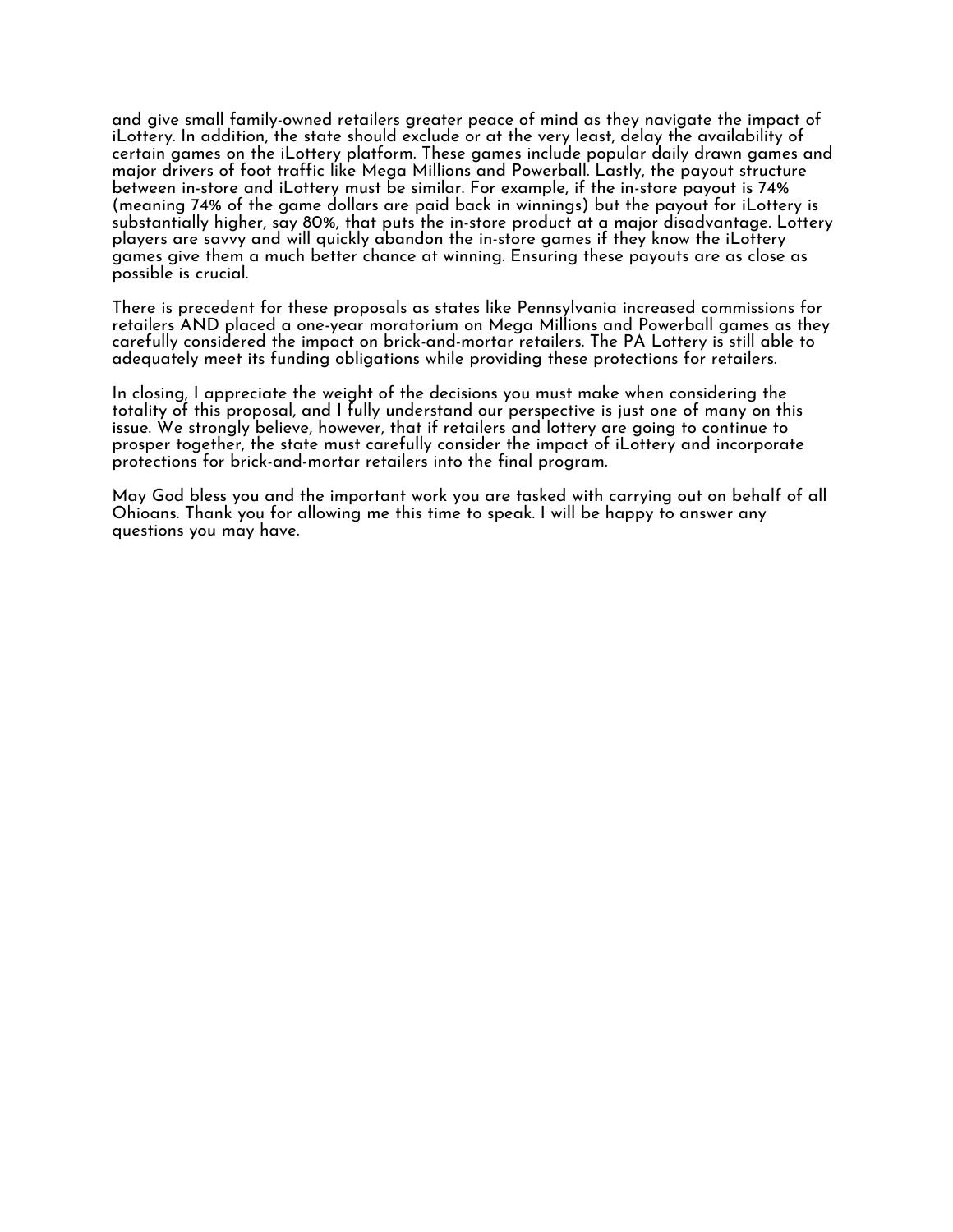and give small family-owned retailers greater peace of mind as they navigate the impact of iLottery. In addition, the state should exclude or at the very least, delay the availability of certain games on the iLottery platform. These games include popular daily drawn games and major drivers of foot traffic like Mega Millions and Powerball. Lastly, the payout structure between in-store and iLottery must be similar. For example, if the in-store payout is 74% (meaning 74% of the game dollars are paid back in winnings) but the payout for iLottery is substantially higher, say 80%, that puts the in-store product at a major disadvantage. Lottery players are savvy and will quickly abandon the in-store games if they know the iLottery games give them a much better chance at winning. Ensuring these payouts are as close as possible is crucial.

There is precedent for these proposals as states like Pennsylvania increased commissions for retailers AND placed a one-year moratorium on Mega Millions and Powerball games as they carefully considered the impact on brick-and-mortar retailers. The PA Lottery is still able to adequately meet its funding obligations while providing these protections for retailers.

In closing, I appreciate the weight of the decisions you must make when considering the totality of this proposal, and I fully understand our perspective is just one of many on this issue. We strongly believe, however, that if retailers and lottery are going to continue to prosper together, the state must carefully consider the impact of iLottery and incorporate protections for brick-and-mortar retailers into the final program.

May God bless you and the important work you are tasked with carrying out on behalf of all Ohioans. Thank you for allowing me this time to speak. I will be happy to answer any questions you may have.